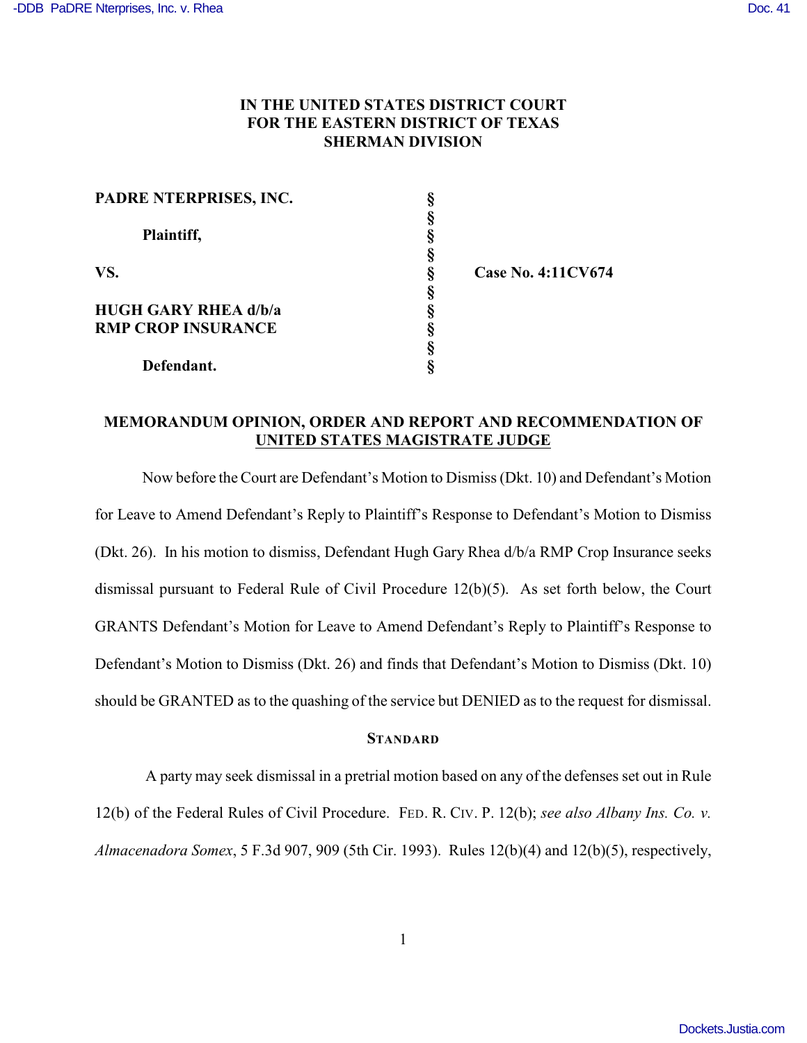# IN THE UNITED STATES DISTRICT COURT FOR THE EASTERN DISTRICT OF TEXAS SHERMAN DIVISION

| | | |
|---|---|---|
| **PADRE NTERPRISES, INC.** | § | |
| | § | |
| **Plaintiff,** | § | |
| | § | |
| **VS.** | § | **Case No. 4:11CV674** |
| | § | |
| **HUGH GARY RHEA d/b/a RMP CROP INSURANCE** | § | |
| | § | |
| **Defendant.** | § | |

## MEMORANDUM OPINION, ORDER AND REPORT AND RECOMMENDATION OF UNITED STATES MAGISTRATE JUDGE

Now before the Court are Defendant's Motion to Dismiss (Dkt. 10) and Defendant's Motion for Leave to Amend Defendant's Reply to Plaintiff's Response to Defendant's Motion to Dismiss (Dkt. 26). In his motion to dismiss, Defendant Hugh Gary Rhea d/b/a RMP Crop Insurance seeks dismissal pursuant to Federal Rule of Civil Procedure 12(b)(5). As set forth below, the Court GRANTS Defendant's Motion for Leave to Amend Defendant's Reply to Plaintiff's Response to Defendant's Motion to Dismiss (Dkt. 26) and finds that Defendant's Motion to Dismiss (Dkt. 10) should be GRANTED as to the quashing of the service but DENIED as to the request for dismissal.

### STANDARD

A party may seek dismissal in a pretrial motion based on any of the defenses set out in Rule 12(b) of the Federal Rules of Civil Procedure. FED. R. CIV. P. 12(b); *see also Albany Ins. Co. v. Almacenadora Somex*, 5 F.3d 907, 909 (5th Cir. 1993). Rules 12(b)(4) and 12(b)(5), respectively,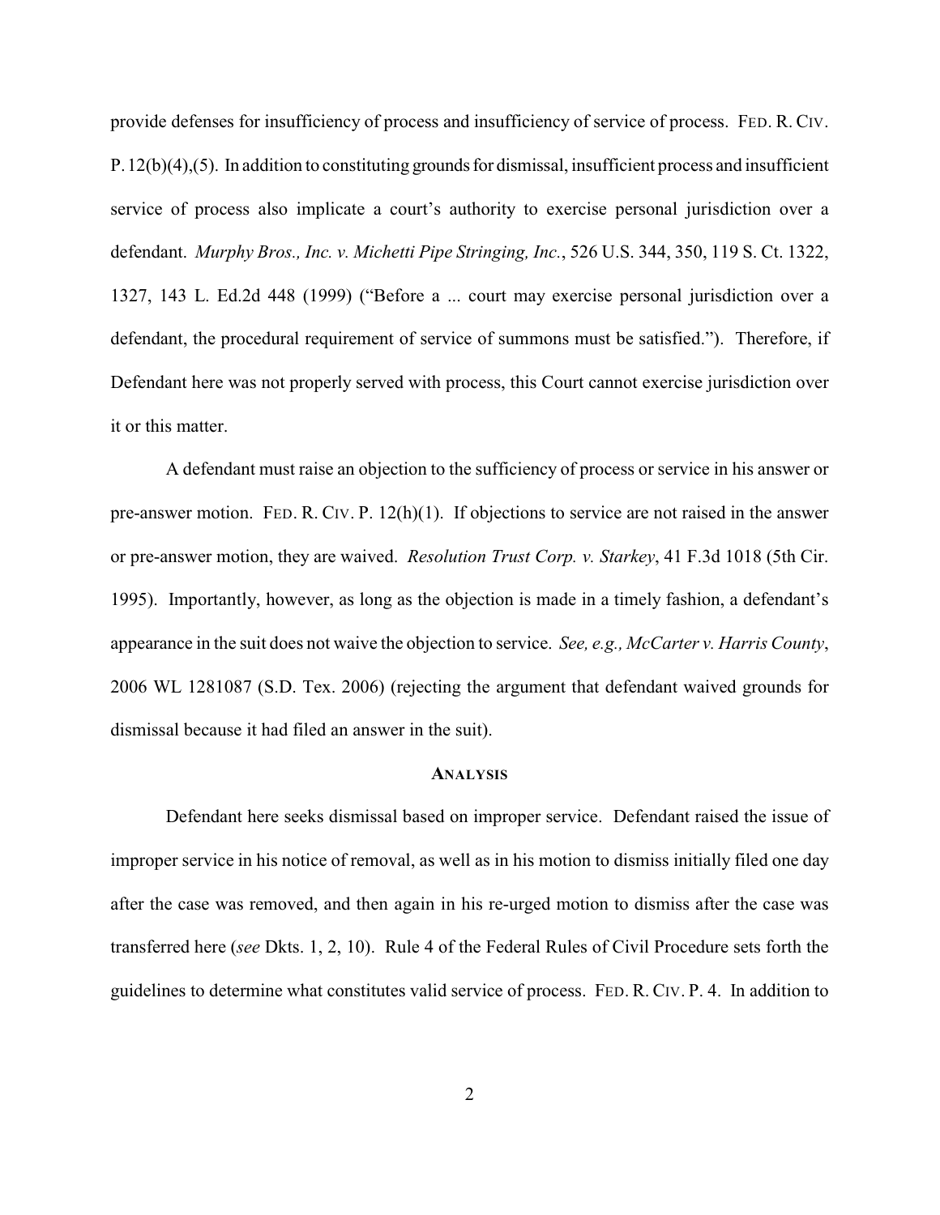provide defenses for insufficiency of process and insufficiency of service of process. FED. R. CIV. P. 12(b)(4),(5). In addition to constituting grounds for dismissal, insufficient process and insufficient service of process also implicate a court's authority to exercise personal jurisdiction over a defendant. *Murphy Bros., Inc. v. Michetti Pipe Stringing, Inc.*, 526 U.S. 344, 350, 119 S. Ct. 1322, 1327, 143 L. Ed.2d 448 (1999) ("Before a ... court may exercise personal jurisdiction over a defendant, the procedural requirement of service of summons must be satisfied."). Therefore, if Defendant here was not properly served with process, this Court cannot exercise jurisdiction over it or this matter.

A defendant must raise an objection to the sufficiency of process or service in his answer or pre-answer motion. FED. R. CIV. P. 12(h)(1). If objections to service are not raised in the answer or pre-answer motion, they are waived. *Resolution Trust Corp. v. Starkey*, 41 F.3d 1018 (5th Cir. 1995). Importantly, however, as long as the objection is made in a timely fashion, a defendant's appearance in the suit does not waive the objection to service. *See, e.g., McCarter v. Harris County*, 2006 WL 1281087 (S.D. Tex. 2006) (rejecting the argument that defendant waived grounds for dismissal because it had filed an answer in the suit).

## ANALYSIS

Defendant here seeks dismissal based on improper service. Defendant raised the issue of improper service in his notice of removal, as well as in his motion to dismiss initially filed one day after the case was removed, and then again in his re-urged motion to dismiss after the case was transferred here (*see* Dkts. 1, 2, 10). Rule 4 of the Federal Rules of Civil Procedure sets forth the guidelines to determine what constitutes valid service of process. FED. R. CIV. P. 4. In addition to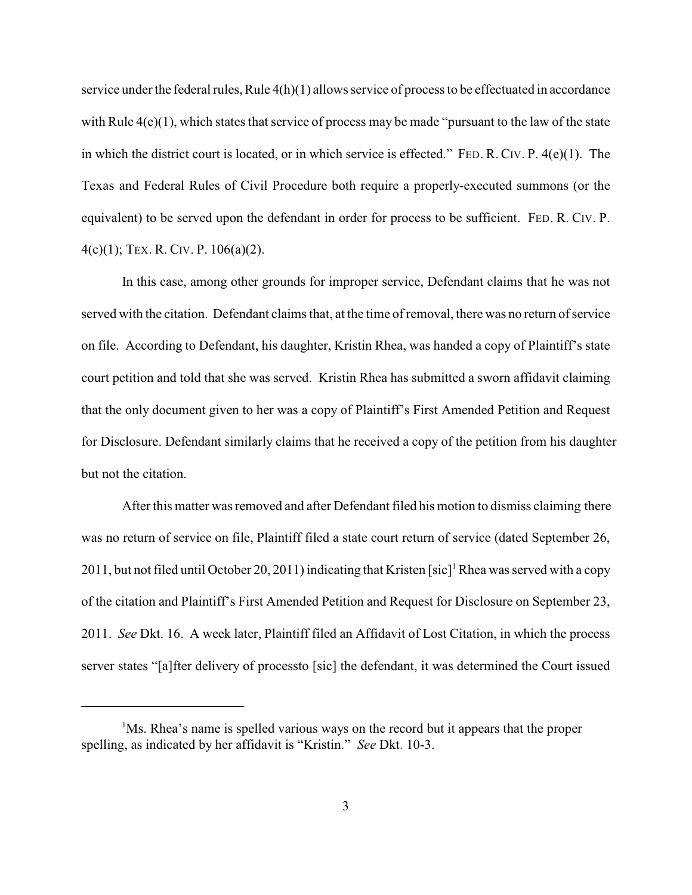service under the federal rules, Rule 4(h)(1) allows service of process to be effectuated in accordance with Rule 4(e)(1), which states that service of process may be made "pursuant to the law of the state in which the district court is located, or in which service is effected." FED. R. CIV. P. 4(e)(1). The Texas and Federal Rules of Civil Procedure both require a properly-executed summons (or the equivalent) to be served upon the defendant in order for process to be sufficient. FED. R. CIV. P. 4(c)(1); TEX. R. CIV. P. 106(a)(2).

In this case, among other grounds for improper service, Defendant claims that he was not served with the citation. Defendant claims that, at the time of removal, there was no return of service on file. According to Defendant, his daughter, Kristin Rhea, was handed a copy of Plaintiff's state court petition and told that she was served. Kristin Rhea has submitted a sworn affidavit claiming that the only document given to her was a copy of Plaintiff's First Amended Petition and Request for Disclosure. Defendant similarly claims that he received a copy of the petition from his daughter but not the citation.

After this matter was removed and after Defendant filed his motion to dismiss claiming there was no return of service on file, Plaintiff filed a state court return of service (dated September 26, 2011, but not filed until October 20, 2011) indicating that Kristen [sic][1] Rhea was served with a copy of the citation and Plaintiff's First Amended Petition and Request for Disclosure on September 23, 2011. *See* Dkt. 16. A week later, Plaintiff filed an Affidavit of Lost Citation, in which the process server states "[a]fter delivery of processto [sic] the defendant, it was determined the Court issued

[1] Ms. Rhea's name is spelled various ways on the record but it appears that the proper spelling, as indicated by her affidavit is "Kristin." *See* Dkt. 10-3.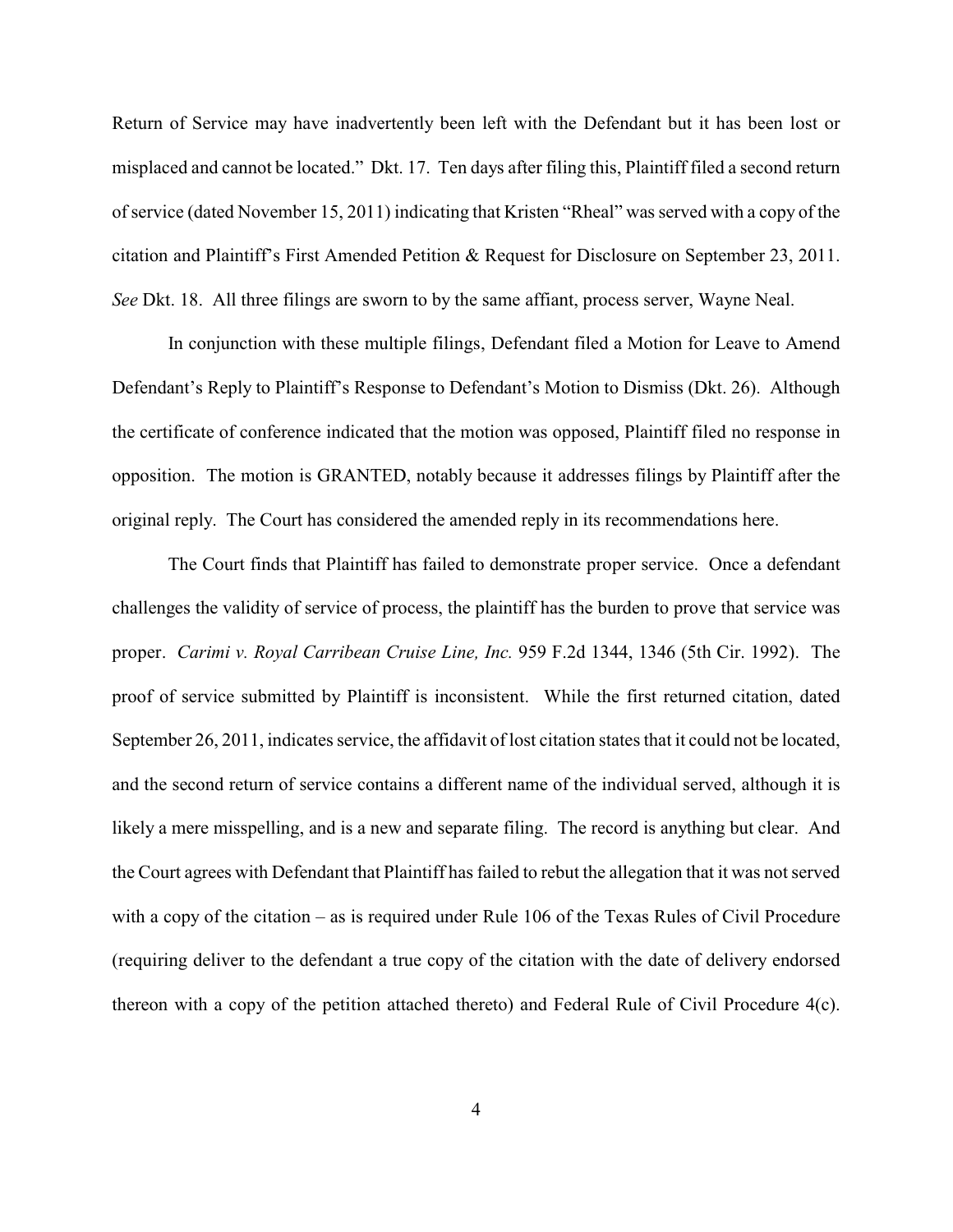Return of Service may have inadvertently been left with the Defendant but it has been lost or misplaced and cannot be located." Dkt. 17. Ten days after filing this, Plaintiff filed a second return of service (dated November 15, 2011) indicating that Kristen "Rheal" was served with a copy of the citation and Plaintiff's First Amended Petition & Request for Disclosure on September 23, 2011. *See* Dkt. 18. All three filings are sworn to by the same affiant, process server, Wayne Neal.

In conjunction with these multiple filings, Defendant filed a Motion for Leave to Amend Defendant's Reply to Plaintiff's Response to Defendant's Motion to Dismiss (Dkt. 26). Although the certificate of conference indicated that the motion was opposed, Plaintiff filed no response in opposition. The motion is GRANTED, notably because it addresses filings by Plaintiff after the original reply. The Court has considered the amended reply in its recommendations here.

The Court finds that Plaintiff has failed to demonstrate proper service. Once a defendant challenges the validity of service of process, the plaintiff has the burden to prove that service was proper. *Carimi v. Royal Carribean Cruise Line, Inc.* 959 F.2d 1344, 1346 (5th Cir. 1992). The proof of service submitted by Plaintiff is inconsistent. While the first returned citation, dated September 26, 2011, indicates service, the affidavit of lost citation states that it could not be located, and the second return of service contains a different name of the individual served, although it is likely a mere misspelling, and is a new and separate filing. The record is anything but clear. And the Court agrees with Defendant that Plaintiff has failed to rebut the allegation that it was not served with a copy of the citation – as is required under Rule 106 of the Texas Rules of Civil Procedure (requiring deliver to the defendant a true copy of the citation with the date of delivery endorsed thereon with a copy of the petition attached thereto) and Federal Rule of Civil Procedure 4(c).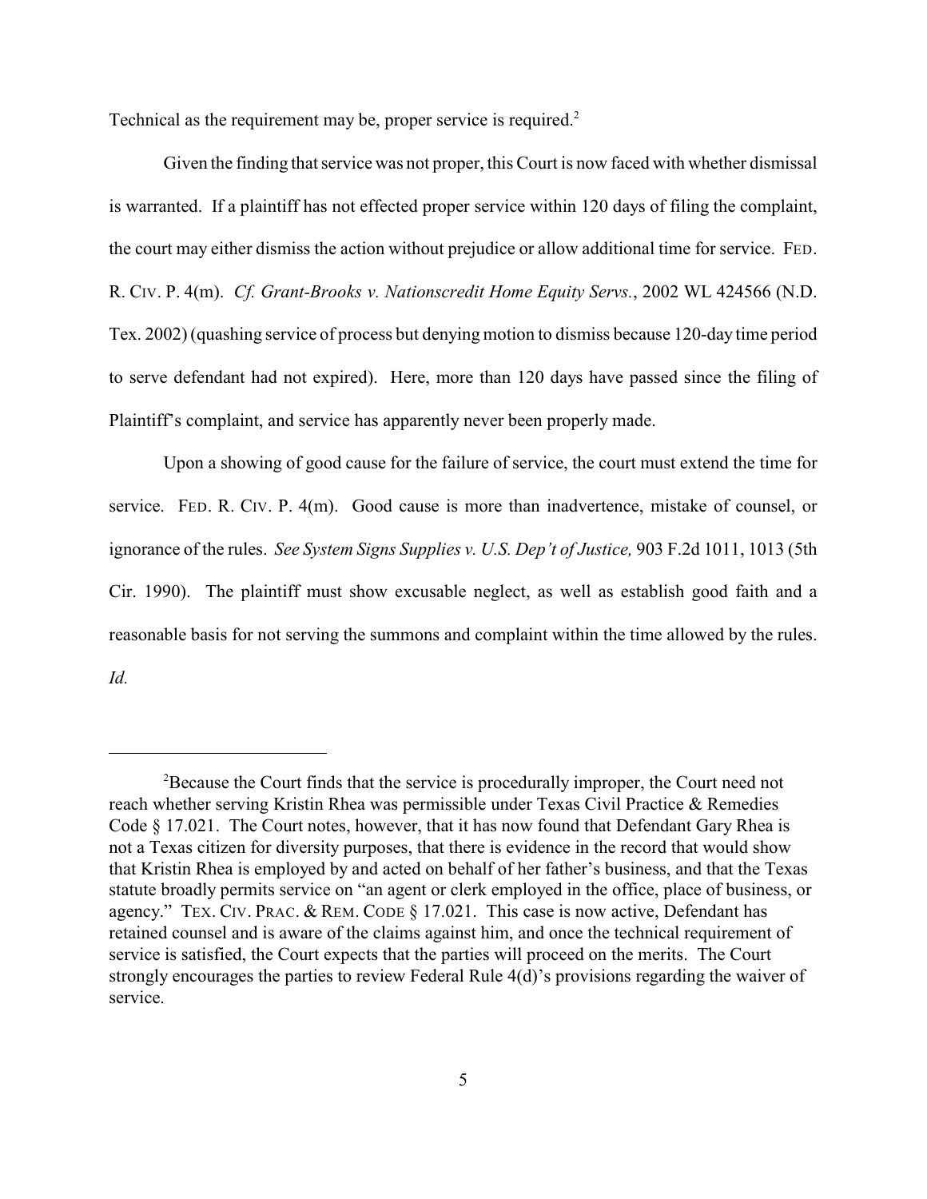Technical as the requirement may be, proper service is required.[2]

Given the finding that service was not proper, this Court is now faced with whether dismissal is warranted. If a plaintiff has not effected proper service within 120 days of filing the complaint, the court may either dismiss the action without prejudice or allow additional time for service. FED. R. CIV. P. 4(m). *Cf. Grant-Brooks v. Nationscredit Home Equity Servs.*, 2002 WL 424566 (N.D. Tex. 2002) (quashing service of process but denying motion to dismiss because 120-day time period to serve defendant had not expired). Here, more than 120 days have passed since the filing of Plaintiff's complaint, and service has apparently never been properly made.

Upon a showing of good cause for the failure of service, the court must extend the time for service. FED. R. CIV. P. 4(m). Good cause is more than inadvertence, mistake of counsel, or ignorance of the rules. *See System Signs Supplies v. U.S. Dep't of Justice,* 903 F.2d 1011, 1013 (5th Cir. 1990). The plaintiff must show excusable neglect, as well as establish good faith and a reasonable basis for not serving the summons and complaint within the time allowed by the rules. *Id.*

---

[2]Because the Court finds that the service is procedurally improper, the Court need not reach whether serving Kristin Rhea was permissible under Texas Civil Practice & Remedies Code § 17.021. The Court notes, however, that it has now found that Defendant Gary Rhea is not a Texas citizen for diversity purposes, that there is evidence in the record that would show that Kristin Rhea is employed by and acted on behalf of her father's business, and that the Texas statute broadly permits service on "an agent or clerk employed in the office, place of business, or agency." TEX. CIV. PRAC. & REM. CODE § 17.021. This case is now active, Defendant has retained counsel and is aware of the claims against him, and once the technical requirement of service is satisfied, the Court expects that the parties will proceed on the merits. The Court strongly encourages the parties to review Federal Rule 4(d)'s provisions regarding the waiver of service.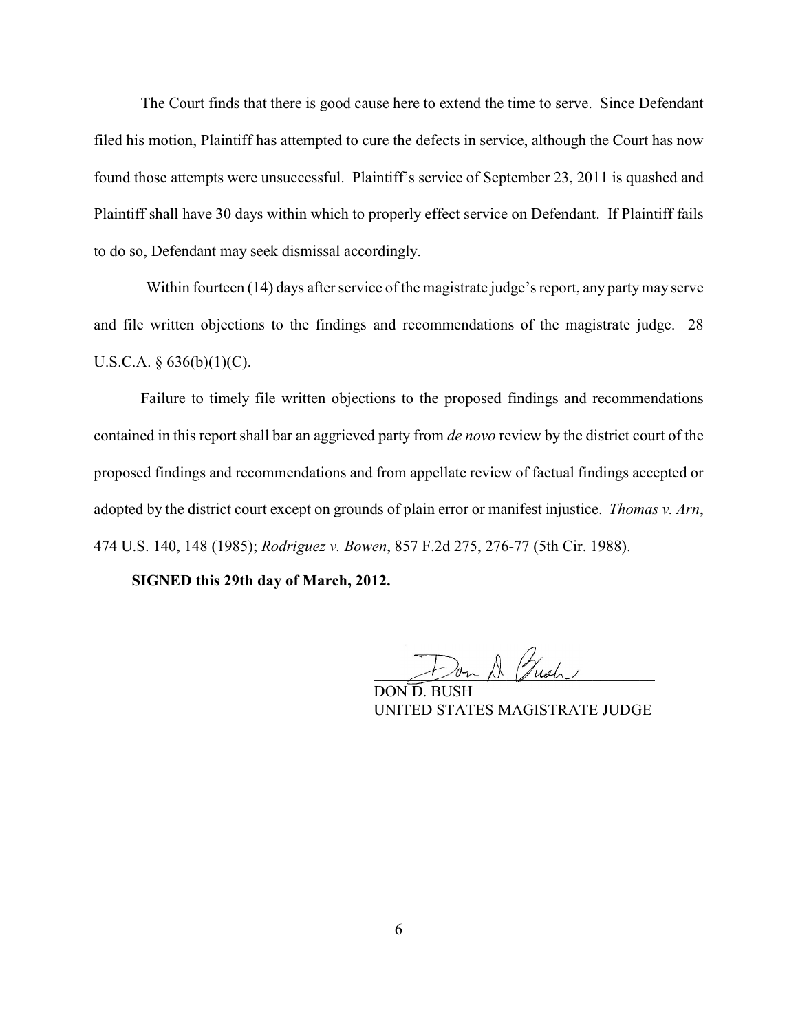The Court finds that there is good cause here to extend the time to serve. Since Defendant filed his motion, Plaintiff has attempted to cure the defects in service, although the Court has now found those attempts were unsuccessful. Plaintiff's service of September 23, 2011 is quashed and Plaintiff shall have 30 days within which to properly effect service on Defendant. If Plaintiff fails to do so, Defendant may seek dismissal accordingly.

Within fourteen (14) days after service of the magistrate judge's report, any party may serve and file written objections to the findings and recommendations of the magistrate judge. 28 U.S.C.A. § 636(b)(1)(C).

Failure to timely file written objections to the proposed findings and recommendations contained in this report shall bar an aggrieved party from *de novo* review by the district court of the proposed findings and recommendations and from appellate review of factual findings accepted or adopted by the district court except on grounds of plain error or manifest injustice. *Thomas v. Arn*, 474 U.S. 140, 148 (1985); *Rodriguez v. Bowen*, 857 F.2d 275, 276-77 (5th Cir. 1988).

**SIGNED this 29th day of March, 2012.**

DON D. BUSH
UNITED STATES MAGISTRATE JUDGE